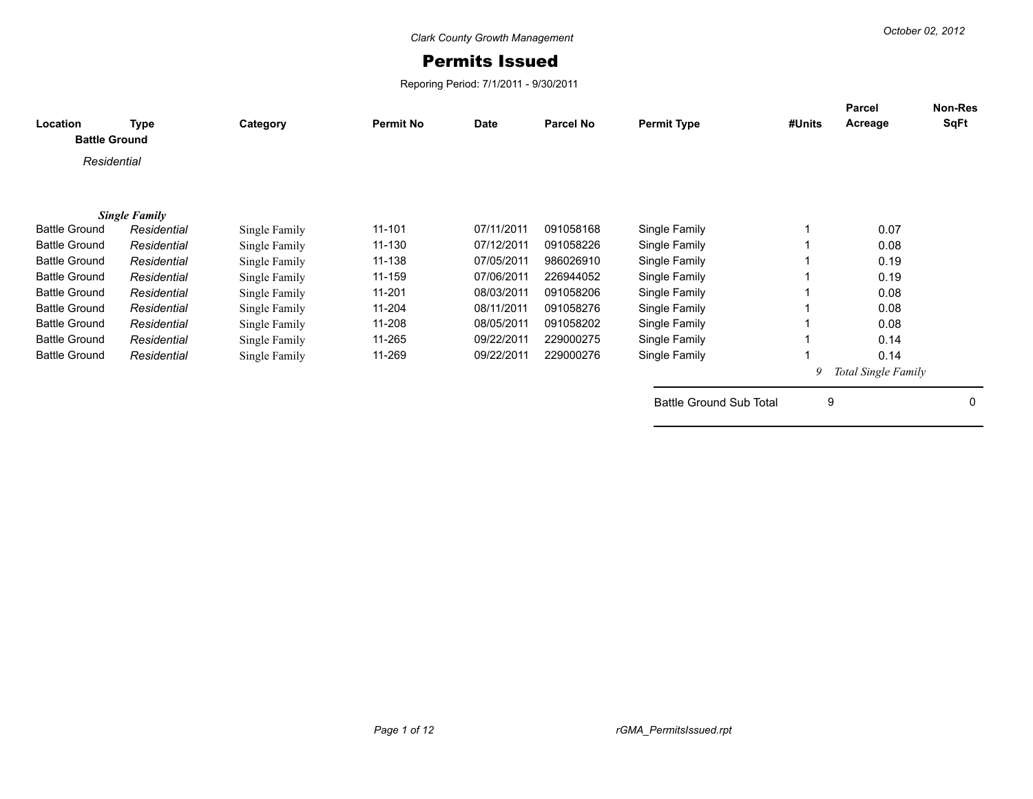Clark County Growth Management

# Permits Issued

Reporing Period: 7/1/2011 - 9/30/2011

October 02, 2012

| Location | Type | Category | Permit No | Date | Parcel No | Permit Type | #Units | Parcel Acreage | Non-Res SqFt |
|---|---|---|---|---|---|---|---|---|---|
| **Battle Ground** | | | | | | | | | |
| *Residential* | | | | | | | | | |
| ***Single Family*** | | | | | | | | | |
| Battle Ground | *Residential* | Single Family | 11-101 | 07/11/2011 | 091058168 | Single Family | 1 | 0.07 | |
| Battle Ground | *Residential* | Single Family | 11-130 | 07/12/2011 | 091058226 | Single Family | 1 | 0.08 | |
| Battle Ground | *Residential* | Single Family | 11-138 | 07/05/2011 | 986026910 | Single Family | 1 | 0.19 | |
| Battle Ground | *Residential* | Single Family | 11-159 | 07/06/2011 | 226944052 | Single Family | 1 | 0.19 | |
| Battle Ground | *Residential* | Single Family | 11-201 | 08/03/2011 | 091058206 | Single Family | 1 | 0.08 | |
| Battle Ground | *Residential* | Single Family | 11-204 | 08/11/2011 | 091058276 | Single Family | 1 | 0.08 | |
| Battle Ground | *Residential* | Single Family | 11-208 | 08/05/2011 | 091058202 | Single Family | 1 | 0.08 | |
| Battle Ground | *Residential* | Single Family | 11-265 | 09/22/2011 | 229000275 | Single Family | 1 | 0.14 | |
| Battle Ground | *Residential* | Single Family | 11-269 | 09/22/2011 | 229000276 | Single Family | 1 | 0.14 | |
| | | | | | | | *9* | *Total Single Family* | |
| | | | | | | Battle Ground Sub Total | 9 | | 0 |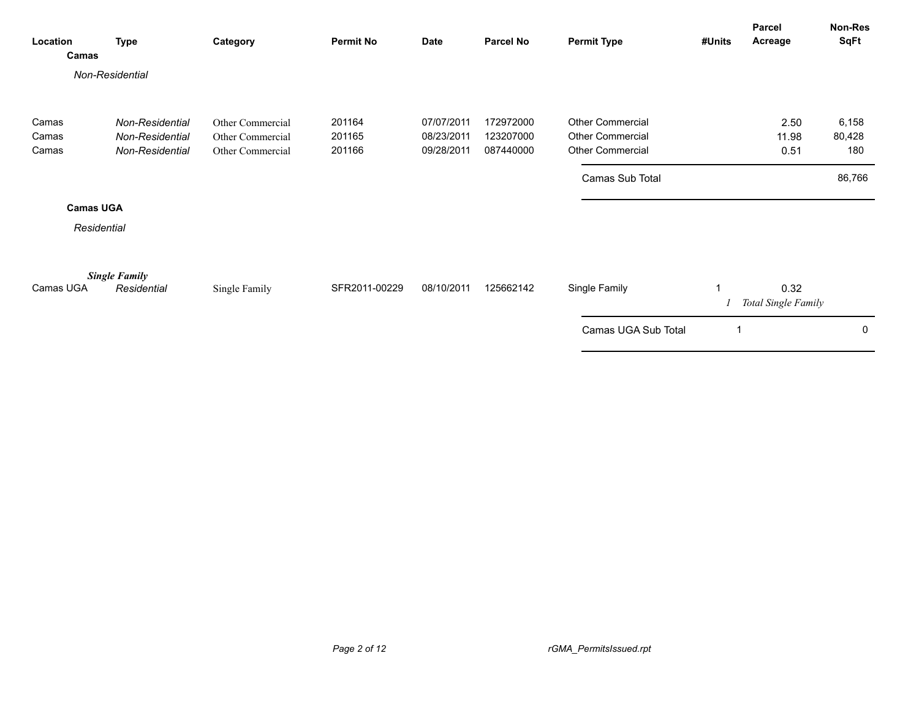| Location | Type | Category | Permit No | Date | Parcel No | Permit Type | #Units | Parcel Acreage | Non-Res SqFt |
|---|---|---|---|---|---|---|---|---|---|
| **Camas** | | | | | | | | | |
| *Non-Residential* | | | | | | | | | |
| Camas | *Non-Residential* | Other Commercial | 201164 | 07/07/2011 | 172972000 | Other Commercial | | 2.50 | 6,158 |
| Camas | *Non-Residential* | Other Commercial | 201165 | 08/23/2011 | 123207000 | Other Commercial | | 11.98 | 80,428 |
| Camas | *Non-Residential* | Other Commercial | 201166 | 09/28/2011 | 087440000 | Other Commercial | | 0.51 | 180 |
| | | | | | | Camas Sub Total | | | 86,766 |
| **Camas UGA** | | | | | | | | | |
| *Residential* | | | | | | | | | |
| | ***Single Family*** | | | | | | | | |
| Camas UGA | *Residential* | Single Family | SFR2011-00229 | 08/10/2011 | 125662142 | Single Family | 1 | 0.32 | |
| | | | | | | | *1* | *Total Single Family* | |
| | | | | | | Camas UGA Sub Total | 1 | | 0 |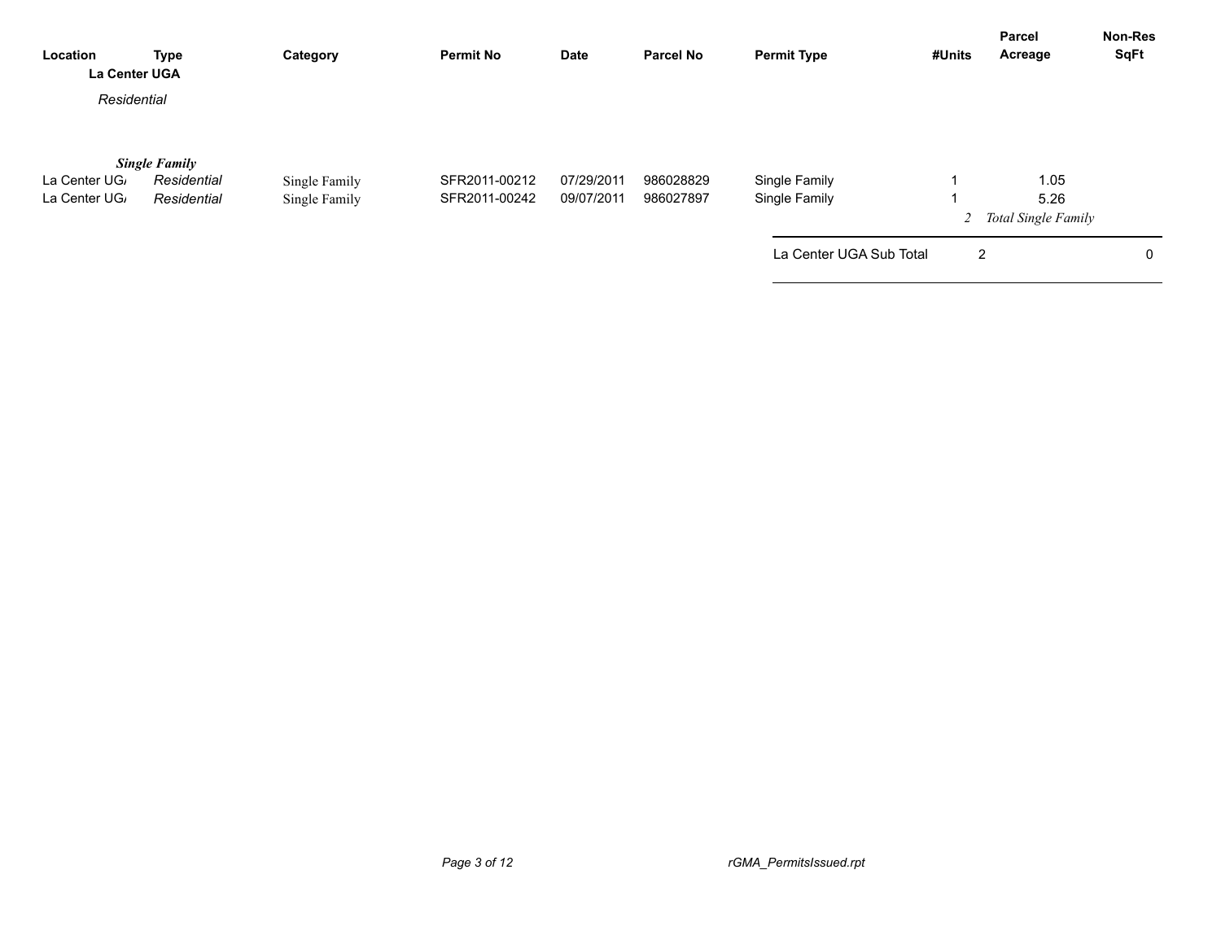| Location | Type | Category | Permit No | Date | Parcel No | Permit Type | #Units | Parcel Acreage | Non-Res SqFt |
|---|---|---|---|---|---|---|---|---|---|
| **La Center UGA** | | | | | | | | | |
| *Residential* | | | | | | | | | |
| ***Single Family*** | | | | | | | | | |
| La Center UGA | *Residential* | Single Family | SFR2011-00212 | 07/29/2011 | 986028829 | Single Family | 1 | 1.05 | |
| La Center UGA | *Residential* | Single Family | SFR2011-00242 | 09/07/2011 | 986027897 | Single Family | 1 | 5.26 | |
| | | | | | | | *2* | *Total Single Family* | |
| | | | | | | La Center UGA Sub Total | 2 | | 0 |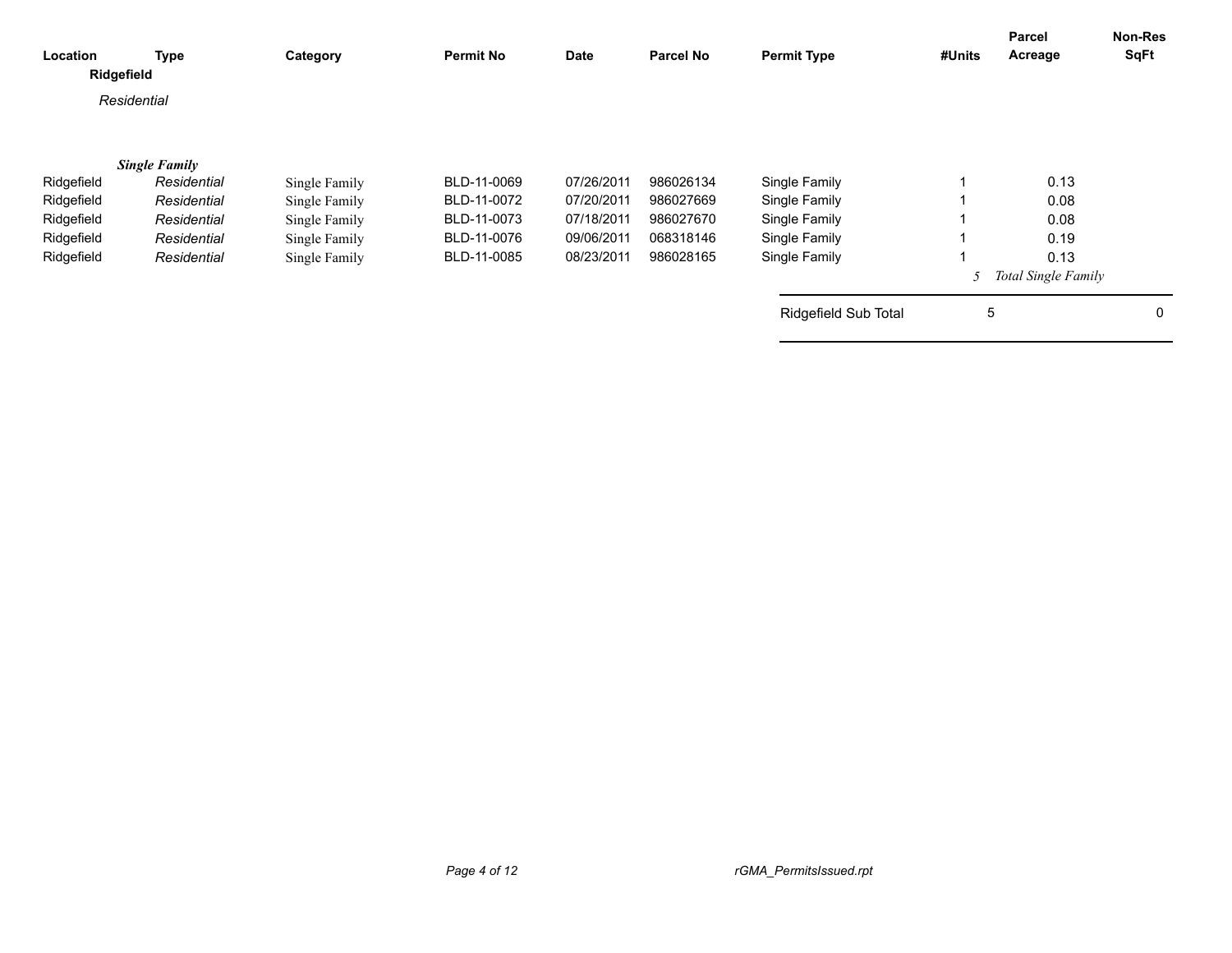| Location | Type | Category | Permit No | Date | Parcel No | Permit Type | #Units | Parcel Acreage | Non-Res SqFt |
|---|---|---|---|---|---|---|---|---|---|
| **Ridgefield** | | | | | | | | | |
| *Residential* | | | | | | | | | |
| ***Single Family*** | | | | | | | | | |
| Ridgefield | *Residential* | Single Family | BLD-11-0069 | 07/26/2011 | 986026134 | Single Family | 1 | 0.13 | |
| Ridgefield | *Residential* | Single Family | BLD-11-0072 | 07/20/2011 | 986027669 | Single Family | 1 | 0.08 | |
| Ridgefield | *Residential* | Single Family | BLD-11-0073 | 07/18/2011 | 986027670 | Single Family | 1 | 0.08 | |
| Ridgefield | *Residential* | Single Family | BLD-11-0076 | 09/06/2011 | 068318146 | Single Family | 1 | 0.19 | |
| Ridgefield | *Residential* | Single Family | BLD-11-0085 | 08/23/2011 | 986028165 | Single Family | 1 | 0.13 | |
| | | | | | | | *5* | *Total Single Family* | |
| | | | | | | Ridgefield Sub Total | 5 | | 0 |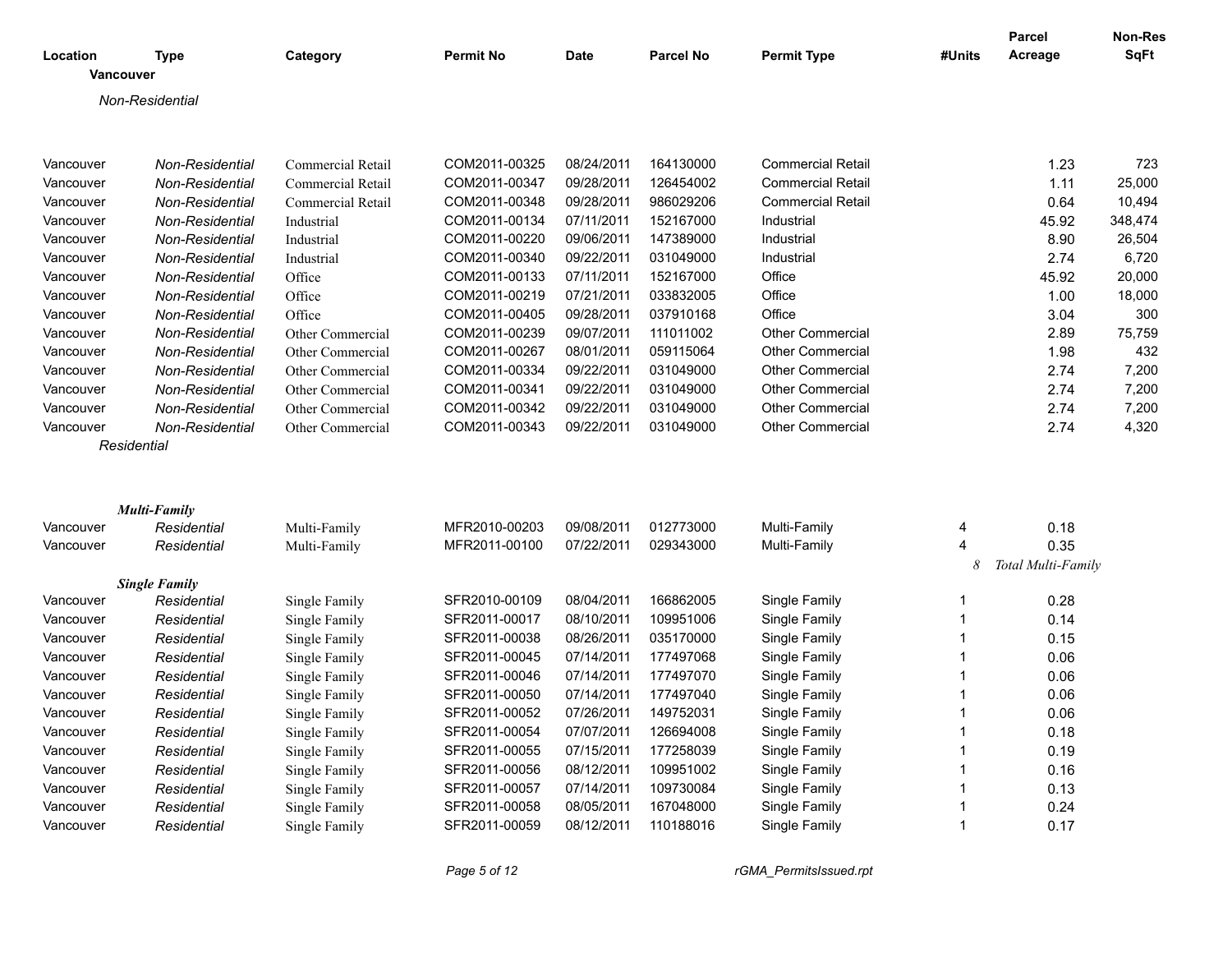| Location | Type | Category | Permit No | Date | Parcel No | Permit Type | #Units | Parcel Acreage | Non-Res SqFt |
|---|---|---|---|---|---|---|---|---|---|
| **Vancouver** | | | | | | | | | |
| *Non-Residential* | | | | | | | | | |
| Vancouver | *Non-Residential* | Commercial Retail | COM2011-00325 | 08/24/2011 | 164130000 | Commercial Retail | | 1.23 | 723 |
| Vancouver | *Non-Residential* | Commercial Retail | COM2011-00347 | 09/28/2011 | 126454002 | Commercial Retail | | 1.11 | 25,000 |
| Vancouver | *Non-Residential* | Commercial Retail | COM2011-00348 | 09/28/2011 | 986029206 | Commercial Retail | | 0.64 | 10,494 |
| Vancouver | *Non-Residential* | Industrial | COM2011-00134 | 07/11/2011 | 152167000 | Industrial | | 45.92 | 348,474 |
| Vancouver | *Non-Residential* | Industrial | COM2011-00220 | 09/06/2011 | 147389000 | Industrial | | 8.90 | 26,504 |
| Vancouver | *Non-Residential* | Industrial | COM2011-00340 | 09/22/2011 | 031049000 | Industrial | | 2.74 | 6,720 |
| Vancouver | *Non-Residential* | Office | COM2011-00133 | 07/11/2011 | 152167000 | Office | | 45.92 | 20,000 |
| Vancouver | *Non-Residential* | Office | COM2011-00219 | 07/21/2011 | 033832005 | Office | | 1.00 | 18,000 |
| Vancouver | *Non-Residential* | Office | COM2011-00405 | 09/28/2011 | 037910168 | Office | | 3.04 | 300 |
| Vancouver | *Non-Residential* | Other Commercial | COM2011-00239 | 09/07/2011 | 111011002 | Other Commercial | | 2.89 | 75,759 |
| Vancouver | *Non-Residential* | Other Commercial | COM2011-00267 | 08/01/2011 | 059115064 | Other Commercial | | 1.98 | 432 |
| Vancouver | *Non-Residential* | Other Commercial | COM2011-00334 | 09/22/2011 | 031049000 | Other Commercial | | 2.74 | 7,200 |
| Vancouver | *Non-Residential* | Other Commercial | COM2011-00341 | 09/22/2011 | 031049000 | Other Commercial | | 2.74 | 7,200 |
| Vancouver | *Non-Residential* | Other Commercial | COM2011-00342 | 09/22/2011 | 031049000 | Other Commercial | | 2.74 | 7,200 |
| Vancouver | *Non-Residential* | Other Commercial | COM2011-00343 | 09/22/2011 | 031049000 | Other Commercial | | 2.74 | 4,320 |
| *Residential* | | | | | | | | | |
| ***Multi-Family*** | | | | | | | | | |
| Vancouver | *Residential* | Multi-Family | MFR2010-00203 | 09/08/2011 | 012773000 | Multi-Family | 4 | 0.18 | |
| Vancouver | *Residential* | Multi-Family | MFR2011-00100 | 07/22/2011 | 029343000 | Multi-Family | 4 | 0.35 | |
| | | | | | | | *8* | *Total Multi-Family* | |
| ***Single Family*** | | | | | | | | | |
| Vancouver | *Residential* | Single Family | SFR2010-00109 | 08/04/2011 | 166862005 | Single Family | 1 | 0.28 | |
| Vancouver | *Residential* | Single Family | SFR2011-00017 | 08/10/2011 | 109951006 | Single Family | 1 | 0.14 | |
| Vancouver | *Residential* | Single Family | SFR2011-00038 | 08/26/2011 | 035170000 | Single Family | 1 | 0.15 | |
| Vancouver | *Residential* | Single Family | SFR2011-00045 | 07/14/2011 | 177497068 | Single Family | 1 | 0.06 | |
| Vancouver | *Residential* | Single Family | SFR2011-00046 | 07/14/2011 | 177497070 | Single Family | 1 | 0.06 | |
| Vancouver | *Residential* | Single Family | SFR2011-00050 | 07/14/2011 | 177497040 | Single Family | 1 | 0.06 | |
| Vancouver | *Residential* | Single Family | SFR2011-00052 | 07/26/2011 | 149752031 | Single Family | 1 | 0.06 | |
| Vancouver | *Residential* | Single Family | SFR2011-00054 | 07/07/2011 | 126694008 | Single Family | 1 | 0.18 | |
| Vancouver | *Residential* | Single Family | SFR2011-00055 | 07/15/2011 | 177258039 | Single Family | 1 | 0.19 | |
| Vancouver | *Residential* | Single Family | SFR2011-00056 | 08/12/2011 | 109951002 | Single Family | 1 | 0.16 | |
| Vancouver | *Residential* | Single Family | SFR2011-00057 | 07/14/2011 | 109730084 | Single Family | 1 | 0.13 | |
| Vancouver | *Residential* | Single Family | SFR2011-00058 | 08/05/2011 | 167048000 | Single Family | 1 | 0.24 | |
| Vancouver | *Residential* | Single Family | SFR2011-00059 | 08/12/2011 | 110188016 | Single Family | 1 | 0.17 | |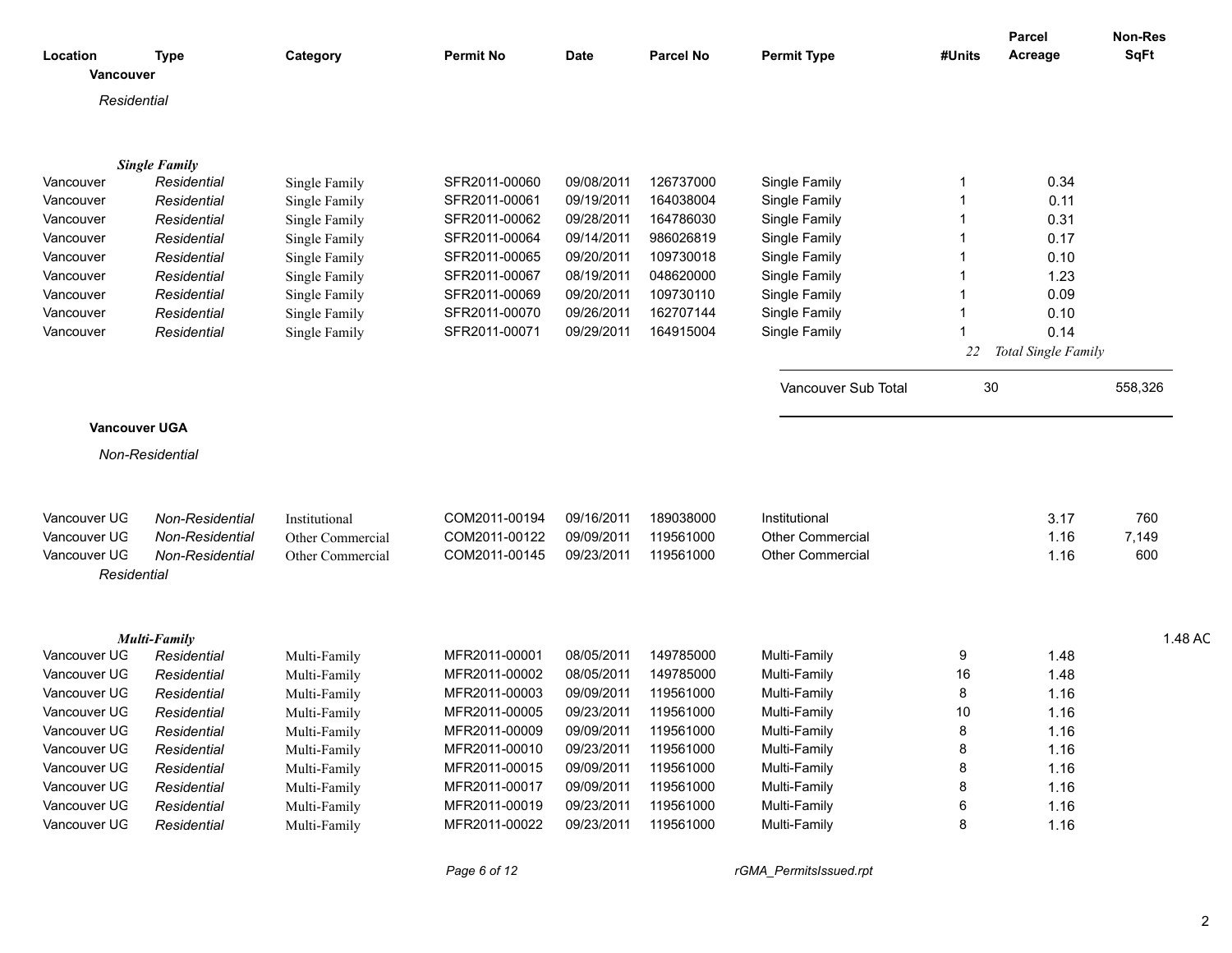| Location | Type | Category | Permit No | Date | Parcel No | Permit Type | #Units | Parcel Acreage | Non-Res SqFt |
|---|---|---|---|---|---|---|---|---|---|

**Vancouver**

*Residential*

***Single Family***

| Location | Type | Category | Permit No | Date | Parcel No | Permit Type | #Units | Parcel Acreage | Non-Res SqFt |
|---|---|---|---|---|---|---|---|---|---|
| Vancouver | *Residential* | Single Family | SFR2011-00060 | 09/08/2011 | 126737000 | Single Family | 1 | 0.34 | |
| Vancouver | *Residential* | Single Family | SFR2011-00061 | 09/19/2011 | 164038004 | Single Family | 1 | 0.11 | |
| Vancouver | *Residential* | Single Family | SFR2011-00062 | 09/28/2011 | 164786030 | Single Family | 1 | 0.31 | |
| Vancouver | *Residential* | Single Family | SFR2011-00064 | 09/14/2011 | 986026819 | Single Family | 1 | 0.17 | |
| Vancouver | *Residential* | Single Family | SFR2011-00065 | 09/20/2011 | 109730018 | Single Family | 1 | 0.10 | |
| Vancouver | *Residential* | Single Family | SFR2011-00067 | 08/19/2011 | 048620000 | Single Family | 1 | 1.23 | |
| Vancouver | *Residential* | Single Family | SFR2011-00069 | 09/20/2011 | 109730110 | Single Family | 1 | 0.09 | |
| Vancouver | *Residential* | Single Family | SFR2011-00070 | 09/26/2011 | 162707144 | Single Family | 1 | 0.10 | |
| Vancouver | *Residential* | Single Family | SFR2011-00071 | 09/29/2011 | 164915004 | Single Family | 1 | 0.14 | |
| | | | | | | | *22* | *Total Single Family* | |
| | | | | | | Vancouver Sub Total | 30 | | 558,326 |

**Vancouver UGA**

*Non-Residential*

| Location | Type | Category | Permit No | Date | Parcel No | Permit Type | #Units | Parcel Acreage | Non-Res SqFt |
|---|---|---|---|---|---|---|---|---|---|
| Vancouver UG | *Non-Residential* | Institutional | COM2011-00194 | 09/16/2011 | 189038000 | Institutional | | 3.17 | 760 |
| Vancouver UG | *Non-Residential* | Other Commercial | COM2011-00122 | 09/09/2011 | 119561000 | Other Commercial | | 1.16 | 7,149 |
| Vancouver UG | *Non-Residential* | Other Commercial | COM2011-00145 | 09/23/2011 | 119561000 | Other Commercial | | 1.16 | 600 |

*Residential*

***Multi-Family*** 1.48 AC

| Location | Type | Category | Permit No | Date | Parcel No | Permit Type | #Units | Parcel Acreage | Non-Res SqFt |
|---|---|---|---|---|---|---|---|---|---|
| Vancouver UG | *Residential* | Multi-Family | MFR2011-00001 | 08/05/2011 | 149785000 | Multi-Family | 9 | 1.48 | |
| Vancouver UG | *Residential* | Multi-Family | MFR2011-00002 | 08/05/2011 | 149785000 | Multi-Family | 16 | 1.48 | |
| Vancouver UG | *Residential* | Multi-Family | MFR2011-00003 | 09/09/2011 | 119561000 | Multi-Family | 8 | 1.16 | |
| Vancouver UG | *Residential* | Multi-Family | MFR2011-00005 | 09/23/2011 | 119561000 | Multi-Family | 10 | 1.16 | |
| Vancouver UG | *Residential* | Multi-Family | MFR2011-00009 | 09/09/2011 | 119561000 | Multi-Family | 8 | 1.16 | |
| Vancouver UG | *Residential* | Multi-Family | MFR2011-00010 | 09/23/2011 | 119561000 | Multi-Family | 8 | 1.16 | |
| Vancouver UG | *Residential* | Multi-Family | MFR2011-00015 | 09/09/2011 | 119561000 | Multi-Family | 8 | 1.16 | |
| Vancouver UG | *Residential* | Multi-Family | MFR2011-00017 | 09/09/2011 | 119561000 | Multi-Family | 8 | 1.16 | |
| Vancouver UG | *Residential* | Multi-Family | MFR2011-00019 | 09/23/2011 | 119561000 | Multi-Family | 6 | 1.16 | |
| Vancouver UG | *Residential* | Multi-Family | MFR2011-00022 | 09/23/2011 | 119561000 | Multi-Family | 8 | 1.16 | |

*rGMA_PermitsIssued.rpt*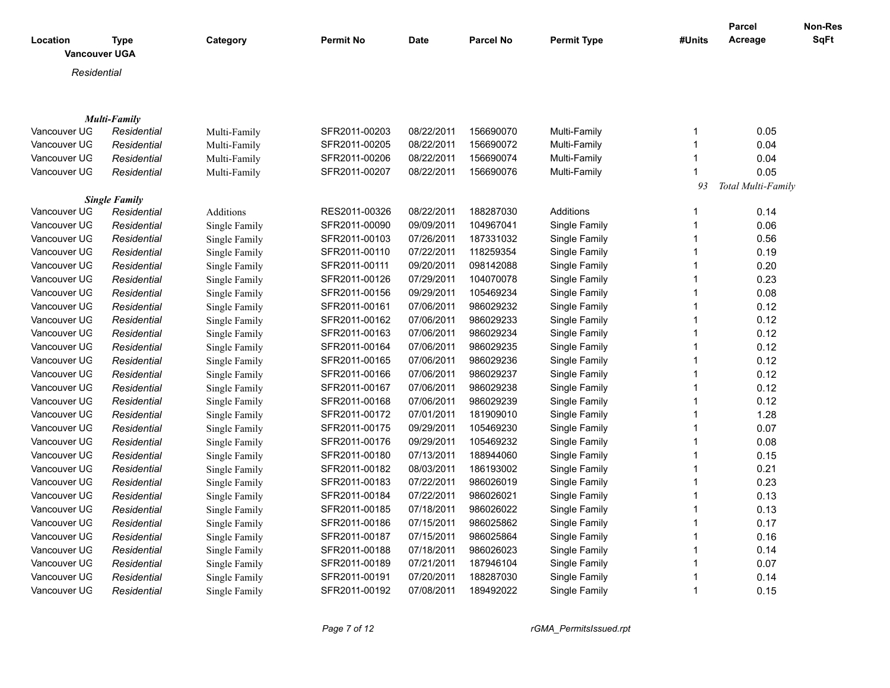| Location | Type | Category | Permit No | Date | Parcel No | Permit Type | #Units | Parcel Acreage | Non-Res SqFt |
|---|---|---|---|---|---|---|---|---|---|
| **Vancouver UGA** | | | | | | | | | |
| *Residential* | | | | | | | | | |
| ***Multi-Family*** | | | | | | | | | |
| Vancouver UG | *Residential* | Multi-Family | SFR2011-00203 | 08/22/2011 | 156690070 | Multi-Family | 1 | 0.05 | |
| Vancouver UG | *Residential* | Multi-Family | SFR2011-00205 | 08/22/2011 | 156690072 | Multi-Family | 1 | 0.04 | |
| Vancouver UG | *Residential* | Multi-Family | SFR2011-00206 | 08/22/2011 | 156690074 | Multi-Family | 1 | 0.04 | |
| Vancouver UG | *Residential* | Multi-Family | SFR2011-00207 | 08/22/2011 | 156690076 | Multi-Family | 1 | 0.05 | |
| | | | | | | | *93* | *Total Multi-Family* | |
| ***Single Family*** | | | | | | | | | |
| Vancouver UG | *Residential* | Additions | RES2011-00326 | 08/22/2011 | 188287030 | Additions | 1 | 0.14 | |
| Vancouver UG | *Residential* | Single Family | SFR2011-00090 | 09/09/2011 | 104967041 | Single Family | 1 | 0.06 | |
| Vancouver UG | *Residential* | Single Family | SFR2011-00103 | 07/26/2011 | 187331032 | Single Family | 1 | 0.56 | |
| Vancouver UG | *Residential* | Single Family | SFR2011-00110 | 07/22/2011 | 118259354 | Single Family | 1 | 0.19 | |
| Vancouver UG | *Residential* | Single Family | SFR2011-00111 | 09/20/2011 | 098142088 | Single Family | 1 | 0.20 | |
| Vancouver UG | *Residential* | Single Family | SFR2011-00126 | 07/29/2011 | 104070078 | Single Family | 1 | 0.23 | |
| Vancouver UG | *Residential* | Single Family | SFR2011-00156 | 09/29/2011 | 105469234 | Single Family | 1 | 0.08 | |
| Vancouver UG | *Residential* | Single Family | SFR2011-00161 | 07/06/2011 | 986029232 | Single Family | 1 | 0.12 | |
| Vancouver UG | *Residential* | Single Family | SFR2011-00162 | 07/06/2011 | 986029233 | Single Family | 1 | 0.12 | |
| Vancouver UG | *Residential* | Single Family | SFR2011-00163 | 07/06/2011 | 986029234 | Single Family | 1 | 0.12 | |
| Vancouver UG | *Residential* | Single Family | SFR2011-00164 | 07/06/2011 | 986029235 | Single Family | 1 | 0.12 | |
| Vancouver UG | *Residential* | Single Family | SFR2011-00165 | 07/06/2011 | 986029236 | Single Family | 1 | 0.12 | |
| Vancouver UG | *Residential* | Single Family | SFR2011-00166 | 07/06/2011 | 986029237 | Single Family | 1 | 0.12 | |
| Vancouver UG | *Residential* | Single Family | SFR2011-00167 | 07/06/2011 | 986029238 | Single Family | 1 | 0.12 | |
| Vancouver UG | *Residential* | Single Family | SFR2011-00168 | 07/06/2011 | 986029239 | Single Family | 1 | 0.12 | |
| Vancouver UG | *Residential* | Single Family | SFR2011-00172 | 07/01/2011 | 181909010 | Single Family | 1 | 1.28 | |
| Vancouver UG | *Residential* | Single Family | SFR2011-00175 | 09/29/2011 | 105469230 | Single Family | 1 | 0.07 | |
| Vancouver UG | *Residential* | Single Family | SFR2011-00176 | 09/29/2011 | 105469232 | Single Family | 1 | 0.08 | |
| Vancouver UG | *Residential* | Single Family | SFR2011-00180 | 07/13/2011 | 188944060 | Single Family | 1 | 0.15 | |
| Vancouver UG | *Residential* | Single Family | SFR2011-00182 | 08/03/2011 | 186193002 | Single Family | 1 | 0.21 | |
| Vancouver UG | *Residential* | Single Family | SFR2011-00183 | 07/22/2011 | 986026019 | Single Family | 1 | 0.23 | |
| Vancouver UG | *Residential* | Single Family | SFR2011-00184 | 07/22/2011 | 986026021 | Single Family | 1 | 0.13 | |
| Vancouver UG | *Residential* | Single Family | SFR2011-00185 | 07/18/2011 | 986026022 | Single Family | 1 | 0.13 | |
| Vancouver UG | *Residential* | Single Family | SFR2011-00186 | 07/15/2011 | 986025862 | Single Family | 1 | 0.17 | |
| Vancouver UG | *Residential* | Single Family | SFR2011-00187 | 07/15/2011 | 986025864 | Single Family | 1 | 0.16 | |
| Vancouver UG | *Residential* | Single Family | SFR2011-00188 | 07/18/2011 | 986026023 | Single Family | 1 | 0.14 | |
| Vancouver UG | *Residential* | Single Family | SFR2011-00189 | 07/21/2011 | 187946104 | Single Family | 1 | 0.07 | |
| Vancouver UG | *Residential* | Single Family | SFR2011-00191 | 07/20/2011 | 188287030 | Single Family | 1 | 0.14 | |
| Vancouver UG | *Residential* | Single Family | SFR2011-00192 | 07/08/2011 | 189492022 | Single Family | 1 | 0.15 | |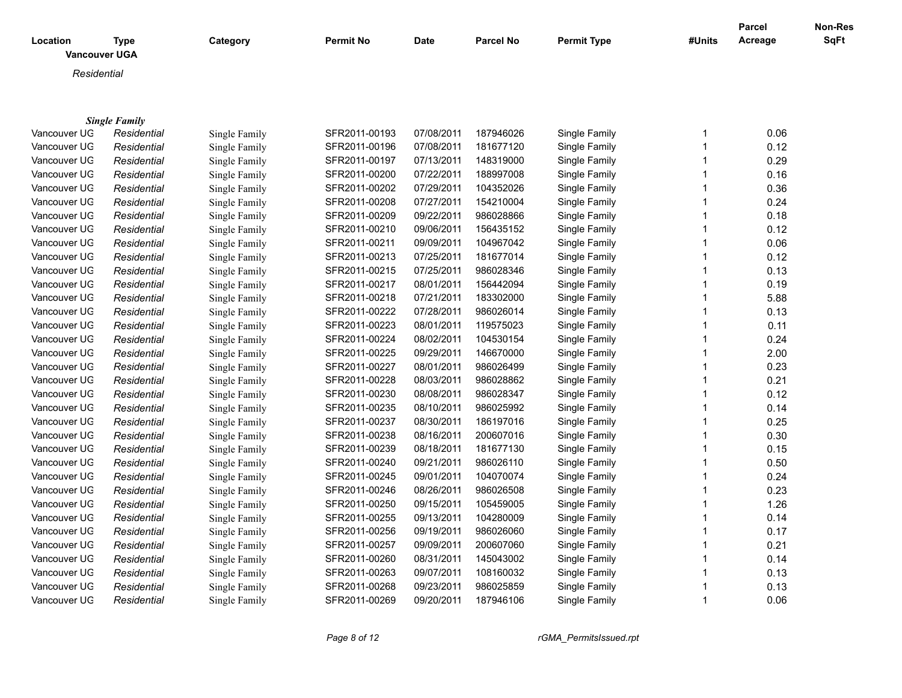| Location | Type | Category | Permit No | Date | Parcel No | Permit Type | #Units | Parcel Acreage | Non-Res SqFt |
|---|---|---|---|---|---|---|---|---|---|
| **Vancouver UGA** | | | | | | | | | |
| *Residential* | | | | | | | | | |
| ***Single Family*** | | | | | | | | | |
| Vancouver UG | *Residential* | Single Family | SFR2011-00193 | 07/08/2011 | 187946026 | Single Family | 1 | 0.06 | |
| Vancouver UG | *Residential* | Single Family | SFR2011-00196 | 07/08/2011 | 181677120 | Single Family | 1 | 0.12 | |
| Vancouver UG | *Residential* | Single Family | SFR2011-00197 | 07/13/2011 | 148319000 | Single Family | 1 | 0.29 | |
| Vancouver UG | *Residential* | Single Family | SFR2011-00200 | 07/22/2011 | 188997008 | Single Family | 1 | 0.16 | |
| Vancouver UG | *Residential* | Single Family | SFR2011-00202 | 07/29/2011 | 104352026 | Single Family | 1 | 0.36 | |
| Vancouver UG | *Residential* | Single Family | SFR2011-00208 | 07/27/2011 | 154210004 | Single Family | 1 | 0.24 | |
| Vancouver UG | *Residential* | Single Family | SFR2011-00209 | 09/22/2011 | 986028866 | Single Family | 1 | 0.18 | |
| Vancouver UG | *Residential* | Single Family | SFR2011-00210 | 09/06/2011 | 156435152 | Single Family | 1 | 0.12 | |
| Vancouver UG | *Residential* | Single Family | SFR2011-00211 | 09/09/2011 | 104967042 | Single Family | 1 | 0.06 | |
| Vancouver UG | *Residential* | Single Family | SFR2011-00213 | 07/25/2011 | 181677014 | Single Family | 1 | 0.12 | |
| Vancouver UG | *Residential* | Single Family | SFR2011-00215 | 07/25/2011 | 986028346 | Single Family | 1 | 0.13 | |
| Vancouver UG | *Residential* | Single Family | SFR2011-00217 | 08/01/2011 | 156442094 | Single Family | 1 | 0.19 | |
| Vancouver UG | *Residential* | Single Family | SFR2011-00218 | 07/21/2011 | 183302000 | Single Family | 1 | 5.88 | |
| Vancouver UG | *Residential* | Single Family | SFR2011-00222 | 07/28/2011 | 986026014 | Single Family | 1 | 0.13 | |
| Vancouver UG | *Residential* | Single Family | SFR2011-00223 | 08/01/2011 | 119575023 | Single Family | 1 | 0.11 | |
| Vancouver UG | *Residential* | Single Family | SFR2011-00224 | 08/02/2011 | 104530154 | Single Family | 1 | 0.24 | |
| Vancouver UG | *Residential* | Single Family | SFR2011-00225 | 09/29/2011 | 146670000 | Single Family | 1 | 2.00 | |
| Vancouver UG | *Residential* | Single Family | SFR2011-00227 | 08/01/2011 | 986026499 | Single Family | 1 | 0.23 | |
| Vancouver UG | *Residential* | Single Family | SFR2011-00228 | 08/03/2011 | 986028862 | Single Family | 1 | 0.21 | |
| Vancouver UG | *Residential* | Single Family | SFR2011-00230 | 08/08/2011 | 986028347 | Single Family | 1 | 0.12 | |
| Vancouver UG | *Residential* | Single Family | SFR2011-00235 | 08/10/2011 | 986025992 | Single Family | 1 | 0.14 | |
| Vancouver UG | *Residential* | Single Family | SFR2011-00237 | 08/30/2011 | 186197016 | Single Family | 1 | 0.25 | |
| Vancouver UG | *Residential* | Single Family | SFR2011-00238 | 08/16/2011 | 200607016 | Single Family | 1 | 0.30 | |
| Vancouver UG | *Residential* | Single Family | SFR2011-00239 | 08/18/2011 | 181677130 | Single Family | 1 | 0.15 | |
| Vancouver UG | *Residential* | Single Family | SFR2011-00240 | 09/21/2011 | 986026110 | Single Family | 1 | 0.50 | |
| Vancouver UG | *Residential* | Single Family | SFR2011-00245 | 09/01/2011 | 104070074 | Single Family | 1 | 0.24 | |
| Vancouver UG | *Residential* | Single Family | SFR2011-00246 | 08/26/2011 | 986026508 | Single Family | 1 | 0.23 | |
| Vancouver UG | *Residential* | Single Family | SFR2011-00250 | 09/15/2011 | 105459005 | Single Family | 1 | 1.26 | |
| Vancouver UG | *Residential* | Single Family | SFR2011-00255 | 09/13/2011 | 104280009 | Single Family | 1 | 0.14 | |
| Vancouver UG | *Residential* | Single Family | SFR2011-00256 | 09/19/2011 | 986026060 | Single Family | 1 | 0.17 | |
| Vancouver UG | *Residential* | Single Family | SFR2011-00257 | 09/09/2011 | 200607060 | Single Family | 1 | 0.21 | |
| Vancouver UG | *Residential* | Single Family | SFR2011-00260 | 08/31/2011 | 145043002 | Single Family | 1 | 0.14 | |
| Vancouver UG | *Residential* | Single Family | SFR2011-00263 | 09/07/2011 | 108160032 | Single Family | 1 | 0.13 | |
| Vancouver UG | *Residential* | Single Family | SFR2011-00268 | 09/23/2011 | 986025859 | Single Family | 1 | 0.13 | |
| Vancouver UG | *Residential* | Single Family | SFR2011-00269 | 09/20/2011 | 187946106 | Single Family | 1 | 0.06 | |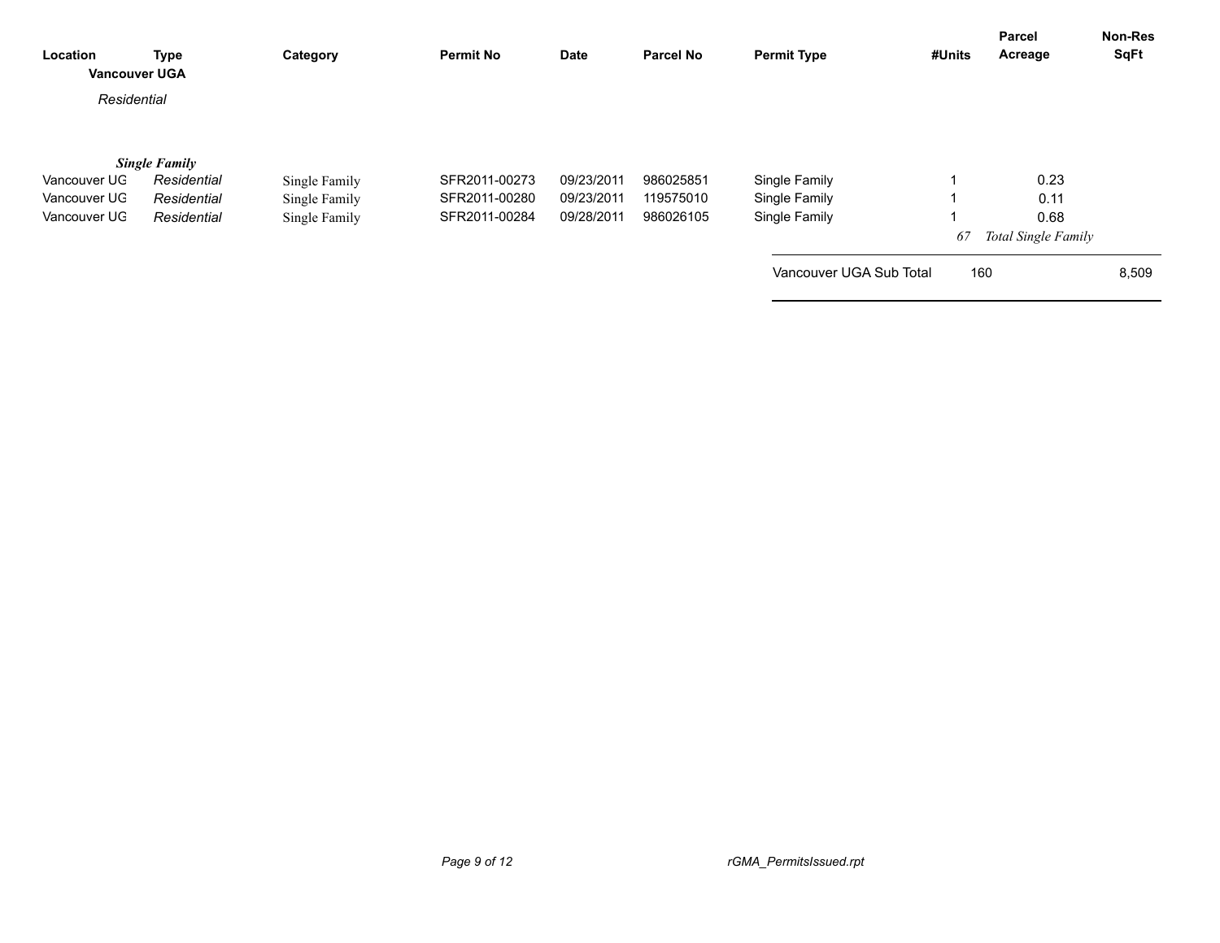| Location | Type | Category | Permit No | Date | Parcel No | Permit Type | #Units | Parcel Acreage | Non-Res SqFt |
|---|---|---|---|---|---|---|---|---|---|
| **Vancouver UGA** | | | | | | | | | |
| *Residential* | | | | | | | | | |
| ***Single Family*** | | | | | | | | | |
| Vancouver UG | *Residential* | Single Family | SFR2011-00273 | 09/23/2011 | 986025851 | Single Family | 1 | 0.23 | |
| Vancouver UG | *Residential* | Single Family | SFR2011-00280 | 09/23/2011 | 119575010 | Single Family | 1 | 0.11 | |
| Vancouver UG | *Residential* | Single Family | SFR2011-00284 | 09/28/2011 | 986026105 | Single Family | 1 | 0.68 | |
| | | | | | | | *67* | *Total Single Family* | |
| | | | | | | Vancouver UGA Sub Total | 160 | | 8,509 |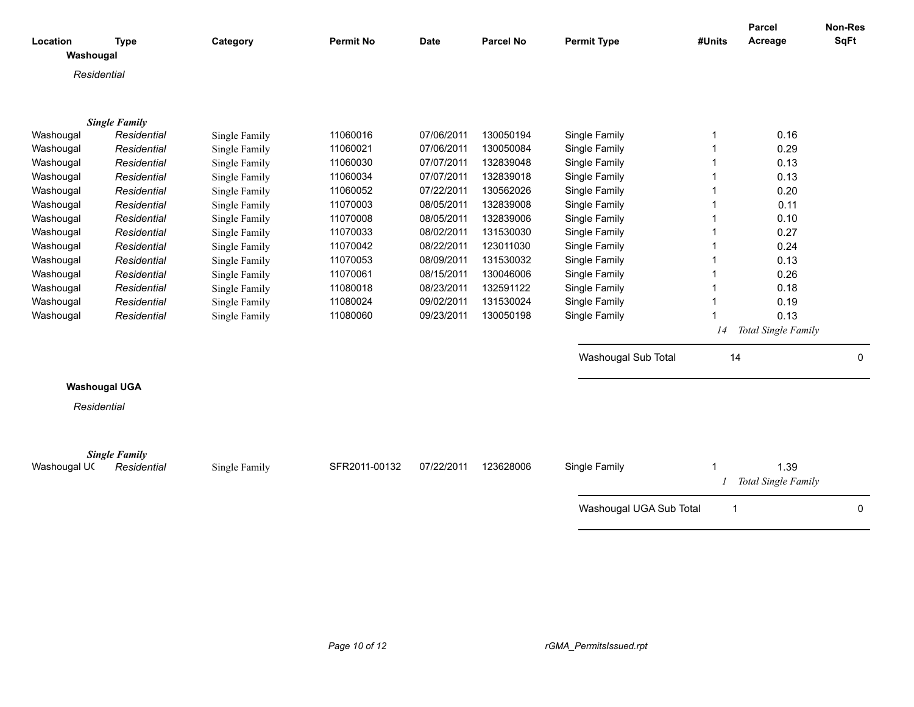| Location | Type | Category | Permit No | Date | Parcel No | Permit Type | #Units | Parcel Acreage | Non-Res SqFt |
|---|---|---|---|---|---|---|---|---|---|

**Washougal**

*Residential*

***Single Family***

| Location | Type | Category | Permit No | Date | Parcel No | Permit Type | #Units | Parcel Acreage | Non-Res SqFt |
|---|---|---|---|---|---|---|---|---|---|
| Washougal | *Residential* | Single Family | 11060016 | 07/06/2011 | 130050194 | Single Family | 1 | 0.16 | |
| Washougal | *Residential* | Single Family | 11060021 | 07/06/2011 | 130050084 | Single Family | 1 | 0.29 | |
| Washougal | *Residential* | Single Family | 11060030 | 07/07/2011 | 132839048 | Single Family | 1 | 0.13 | |
| Washougal | *Residential* | Single Family | 11060034 | 07/07/2011 | 132839018 | Single Family | 1 | 0.13 | |
| Washougal | *Residential* | Single Family | 11060052 | 07/22/2011 | 130562026 | Single Family | 1 | 0.20 | |
| Washougal | *Residential* | Single Family | 11070003 | 08/05/2011 | 132839008 | Single Family | 1 | 0.11 | |
| Washougal | *Residential* | Single Family | 11070008 | 08/05/2011 | 132839006 | Single Family | 1 | 0.10 | |
| Washougal | *Residential* | Single Family | 11070033 | 08/02/2011 | 131530030 | Single Family | 1 | 0.27 | |
| Washougal | *Residential* | Single Family | 11070042 | 08/22/2011 | 123011030 | Single Family | 1 | 0.24 | |
| Washougal | *Residential* | Single Family | 11070053 | 08/09/2011 | 131530032 | Single Family | 1 | 0.13 | |
| Washougal | *Residential* | Single Family | 11070061 | 08/15/2011 | 130046006 | Single Family | 1 | 0.26 | |
| Washougal | *Residential* | Single Family | 11080018 | 08/23/2011 | 132591122 | Single Family | 1 | 0.18 | |
| Washougal | *Residential* | Single Family | 11080024 | 09/02/2011 | 131530024 | Single Family | 1 | 0.19 | |
| Washougal | *Residential* | Single Family | 11080060 | 09/23/2011 | 130050198 | Single Family | 1 | 0.13 | |
| | | | | | | | *14* | *Total Single Family* | |
| | | | | | | Washougal Sub Total | 14 | | 0 |

**Washougal UGA**

*Residential*

***Single Family***

| Location | Type | Category | Permit No | Date | Parcel No | Permit Type | #Units | Parcel Acreage | Non-Res SqFt |
|---|---|---|---|---|---|---|---|---|---|
| Washougal UC | *Residential* | Single Family | SFR2011-00132 | 07/22/2011 | 123628006 | Single Family | 1 | 1.39 | |
| | | | | | | | *1* | *Total Single Family* | |
| | | | | | | Washougal UGA Sub Total | 1 | | 0 |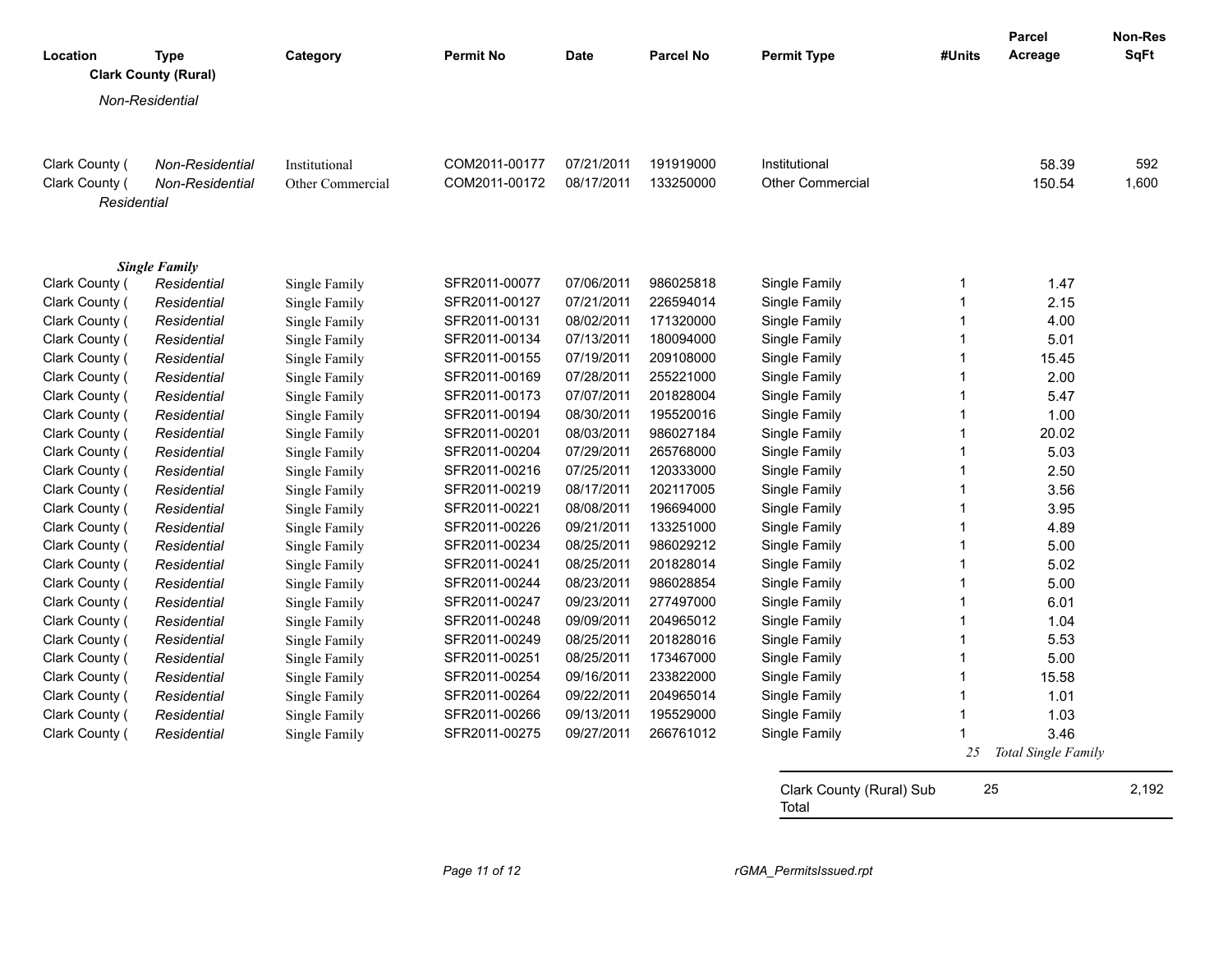| Location | Type | Category | Permit No | Date | Parcel No | Permit Type | #Units | Parcel Acreage | Non-Res SqFt |
|---|---|---|---|---|---|---|---|---|---|
| **Clark County (Rural)** | | | | | | | | | |
| *Non-Residential* | | | | | | | | | |
| Clark County ( | *Non-Residential* | Institutional | COM2011-00177 | 07/21/2011 | 191919000 | Institutional | | 58.39 | 592 |
| Clark County ( | *Non-Residential* | Other Commercial | COM2011-00172 | 08/17/2011 | 133250000 | Other Commercial | | 150.54 | 1,600 |
| *Residential* | | | | | | | | | |
| ***Single Family*** | | | | | | | | | |
| Clark County ( | *Residential* | Single Family | SFR2011-00077 | 07/06/2011 | 986025818 | Single Family | 1 | 1.47 | |
| Clark County ( | *Residential* | Single Family | SFR2011-00127 | 07/21/2011 | 226594014 | Single Family | 1 | 2.15 | |
| Clark County ( | *Residential* | Single Family | SFR2011-00131 | 08/02/2011 | 171320000 | Single Family | 1 | 4.00 | |
| Clark County ( | *Residential* | Single Family | SFR2011-00134 | 07/13/2011 | 180094000 | Single Family | 1 | 5.01 | |
| Clark County ( | *Residential* | Single Family | SFR2011-00155 | 07/19/2011 | 209108000 | Single Family | 1 | 15.45 | |
| Clark County ( | *Residential* | Single Family | SFR2011-00169 | 07/28/2011 | 255221000 | Single Family | 1 | 2.00 | |
| Clark County ( | *Residential* | Single Family | SFR2011-00173 | 07/07/2011 | 201828004 | Single Family | 1 | 5.47 | |
| Clark County ( | *Residential* | Single Family | SFR2011-00194 | 08/30/2011 | 195520016 | Single Family | 1 | 1.00 | |
| Clark County ( | *Residential* | Single Family | SFR2011-00201 | 08/03/2011 | 986027184 | Single Family | 1 | 20.02 | |
| Clark County ( | *Residential* | Single Family | SFR2011-00204 | 07/29/2011 | 265768000 | Single Family | 1 | 5.03 | |
| Clark County ( | *Residential* | Single Family | SFR2011-00216 | 07/25/2011 | 120333000 | Single Family | 1 | 2.50 | |
| Clark County ( | *Residential* | Single Family | SFR2011-00219 | 08/17/2011 | 202117005 | Single Family | 1 | 3.56 | |
| Clark County ( | *Residential* | Single Family | SFR2011-00221 | 08/08/2011 | 196694000 | Single Family | 1 | 3.95 | |
| Clark County ( | *Residential* | Single Family | SFR2011-00226 | 09/21/2011 | 133251000 | Single Family | 1 | 4.89 | |
| Clark County ( | *Residential* | Single Family | SFR2011-00234 | 08/25/2011 | 986029212 | Single Family | 1 | 5.00 | |
| Clark County ( | *Residential* | Single Family | SFR2011-00241 | 08/25/2011 | 201828014 | Single Family | 1 | 5.02 | |
| Clark County ( | *Residential* | Single Family | SFR2011-00244 | 08/23/2011 | 986028854 | Single Family | 1 | 5.00 | |
| Clark County ( | *Residential* | Single Family | SFR2011-00247 | 09/23/2011 | 277497000 | Single Family | 1 | 6.01 | |
| Clark County ( | *Residential* | Single Family | SFR2011-00248 | 09/09/2011 | 204965012 | Single Family | 1 | 1.04 | |
| Clark County ( | *Residential* | Single Family | SFR2011-00249 | 08/25/2011 | 201828016 | Single Family | 1 | 5.53 | |
| Clark County ( | *Residential* | Single Family | SFR2011-00251 | 08/25/2011 | 173467000 | Single Family | 1 | 5.00 | |
| Clark County ( | *Residential* | Single Family | SFR2011-00254 | 09/16/2011 | 233822000 | Single Family | 1 | 15.58 | |
| Clark County ( | *Residential* | Single Family | SFR2011-00264 | 09/22/2011 | 204965014 | Single Family | 1 | 1.01 | |
| Clark County ( | *Residential* | Single Family | SFR2011-00266 | 09/13/2011 | 195529000 | Single Family | 1 | 1.03 | |
| Clark County ( | *Residential* | Single Family | SFR2011-00275 | 09/27/2011 | 266761012 | Single Family | 1 | 3.46 | |
| | | | | | | | *25* | *Total Single Family* | |
| | | | | | | Clark County (Rural) Sub Total | 25 | | 2,192 |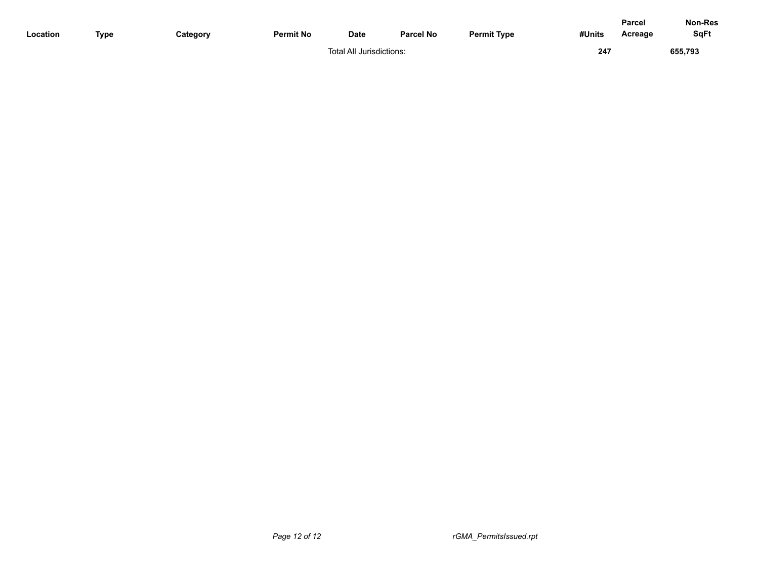| Location | Type | Category | Permit No | Date | Parcel No | Permit Type | #Units | Parcel Acreage | Non-Res SqFt |
|---|---|---|---|---|---|---|---|---|---|
| | | | | Total All Jurisdictions: | | | **247** | | **655,793** |